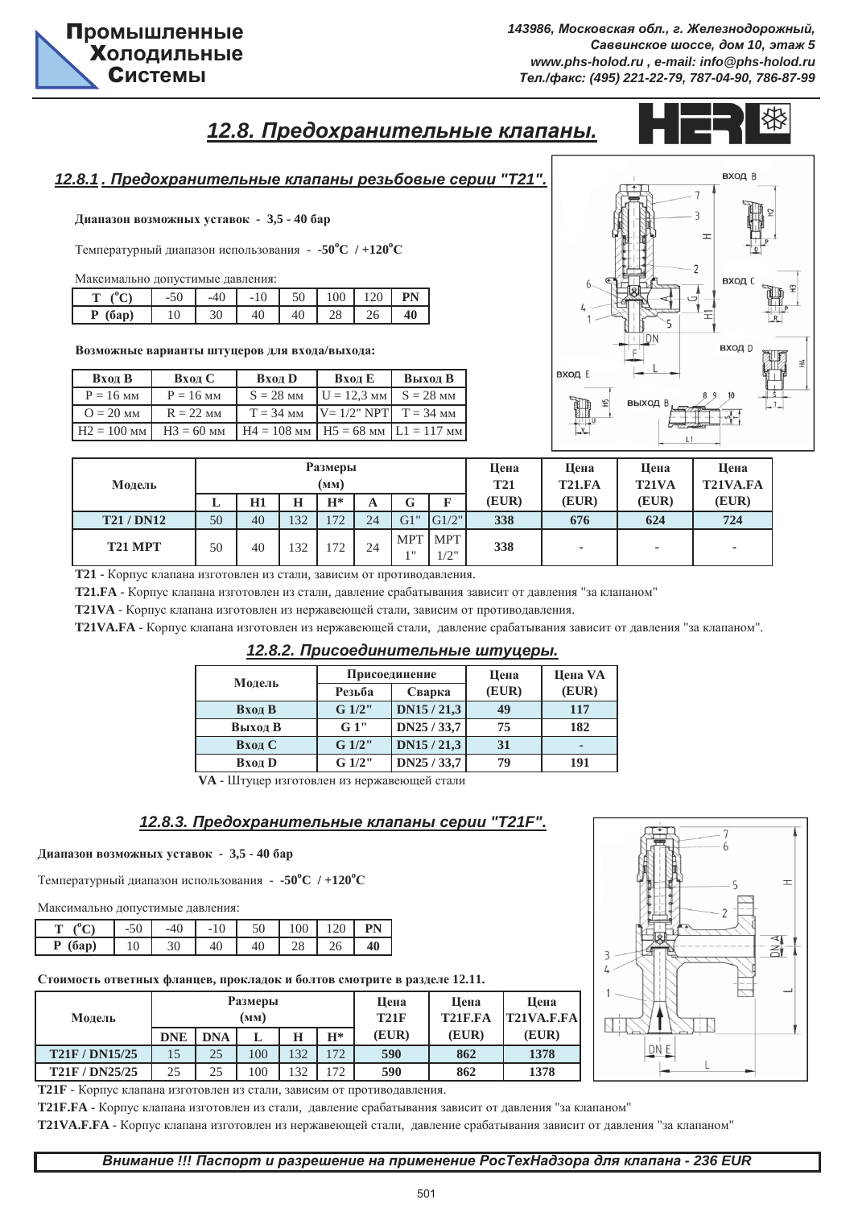# 12.8. Предохранительные клапаны.

## 12.8.1 . Предохранительные клапаны резьбовые серии "T21".

**Диапазон возможных уставок - 3,5 - 40 бар**

Температурный диапазон использования - **-50°C / +120°C**

Максимально допустимые давления:

| T (°C) | -50 | -40 | -10 | 50 | 100 | 120 | PN |
|---|---|---|---|---|---|---|---|
| P (бар) | 10 | 30 | 40 | 40 | 28 | 26 | **40** |

**Возможные варианты штуцеров для входа/выхода:**

| Вход B | Вход C | Вход D | Вход E | Выход B |
|---|---|---|---|---|
| P = 16 мм | P = 16 мм | S = 28 мм | U = 12,3 мм | S = 28 мм |
| O = 20 мм | R = 22 мм | T = 34 мм | V= 1/2" NPT | T = 34 мм |
| H2 = 100 мм | H3 = 60 мм | H4 = 108 мм | H5 = 68 мм | L1 = 117 мм |

| Модель | Размеры (мм) | | | | | | | Цена T21 (EUR) | Цена T21.FA (EUR) | Цена T21VA (EUR) | Цена T21VA.FA (EUR) |
|---|---|---|---|---|---|---|---|---|---|---|---|
| | L | H1 | H | H* | A | G | F | | | | |
| **T21 / DN12** | 50 | 40 | 132 | 172 | 24 | G1" | G1/2" | **338** | **676** | **624** | **724** |
| **T21 MPT** | 50 | 40 | 132 | 172 | 24 | MPT 1" | MPT 1/2" | **338** | - | - | - |

**T21** - Корпус клапана изготовлен из стали, зависим от противодавления.

**T21.FA** - Корпус клапана изготовлен из стали, давление срабатывания зависит от давления "за клапаном"

**T21VA** - Корпус клапана изготовлен из нержавеющей стали, зависим от противодавления.

**T21VA.FA** - Корпус клапана изготовлен из нержавеющей стали, давление срабатывания зависит от давления "за клапаном".

## 12.8.2. Присоединительные штуцеры.

| Модель | Присоединение | | Цена (EUR) | Цена VA (EUR) |
|---|---|---|---|---|
| | Резьба | Сварка | | |
| **Вход B** | **G 1/2"** | **DN15 / 21,3** | **49** | **117** |
| **Выход B** | **G 1"** | **DN25 / 33,7** | **75** | **182** |
| **Вход C** | **G 1/2"** | **DN15 / 21,3** | **31** | **-** |
| **Вход D** | **G 1/2"** | **DN25 / 33,7** | **79** | **191** |

**VA** - Штуцер изготовлен из нержавеющей стали

## 12.8.3. Предохранительные клапаны серии "T21F".

**Диапазон возможных уставок - 3,5 - 40 бар**

Температурный диапазон использования - **-50°C / +120°C**

Максимально допустимые давления:

| T (°C) | -50 | -40 | -10 | 50 | 100 | 120 | PN |
|---|---|---|---|---|---|---|---|
| P (бар) | 10 | 30 | 40 | 40 | 28 | 26 | **40** |

**Стоимость ответных фланцев, прокладок и болтов смотрите в разделе 12.11.**

| Модель | Размеры (мм) | | | | | Цена T21F (EUR) | Цена T21F.FA (EUR) | Цена T21VA.F.FA (EUR) |
|---|---|---|---|---|---|---|---|---|
| | DNE | DNA | L | H | H* | | | |
| **T21F / DN15/25** | 15 | 25 | 100 | 132 | 172 | **590** | **862** | **1378** |
| **T21F / DN25/25** | 25 | 25 | 100 | 132 | 172 | **590** | **862** | **1378** |

**T21F** - Корпус клапана изготовлен из стали, зависим от противодавления.

**T21F.FA** - Корпус клапана изготовлен из стали, давление срабатывания зависит от давления "за клапаном"

**T21VA.F.FA** - Корпус клапана изготовлен из нержавеющей стали, давление срабатывания зависит от давления "за клапаном"

***Внимание !!! Паспорт и разрешение на применение РосТехНадзора для клапана - 236 EUR***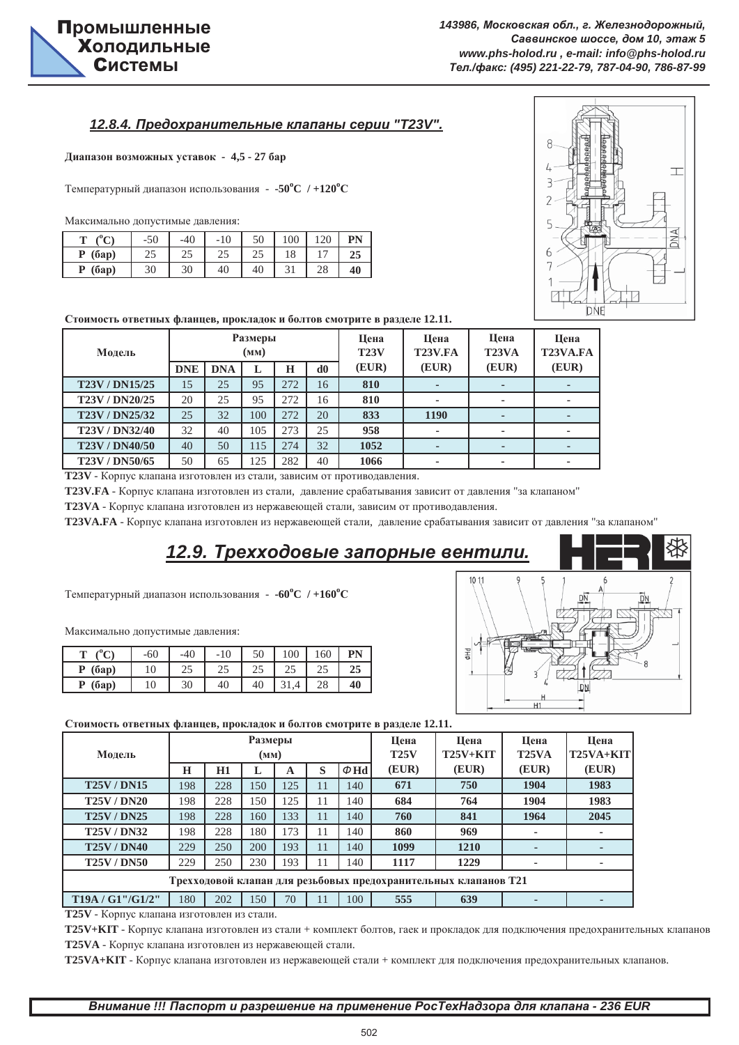### 12.8.4. Предохранительные клапаны серии "T23V".

**Диапазон возможных уставок - 4,5 - 27 бар**

Температурный диапазон использования - **-50°C / +120°C**

Максимально допустимые давления:

| T (°C) | -50 | -40 | -10 | 50 | 100 | 120 | PN |
|---|---|---|---|---|---|---|---|
| P (бар) | 25 | 25 | 25 | 25 | 18 | 17 | 25 |
| P (бар) | 30 | 30 | 40 | 40 | 31 | 28 | 40 |

**Стоимость ответных фланцев, прокладок и болтов смотрите в разделе 12.11.**

| Модель | Размеры (мм) | | | | | Цена T23V (EUR) | Цена T23V.FA (EUR) | Цена T23VA (EUR) | Цена T23VA.FA (EUR) |
|---|---|---|---|---|---|---|---|---|---|
| | DNE | DNA | L | H | d0 | | | | |
| T23V / DN15/25 | 15 | 25 | 95 | 272 | 16 | 810 | - | - | - |
| T23V / DN20/25 | 20 | 25 | 95 | 272 | 16 | 810 | - | - | - |
| T23V / DN25/32 | 25 | 32 | 100 | 272 | 20 | 833 | 1190 | - | - |
| T23V / DN32/40 | 32 | 40 | 105 | 273 | 25 | 958 | - | - | - |
| T23V / DN40/50 | 40 | 50 | 115 | 274 | 32 | 1052 | - | - | - |
| T23V / DN50/65 | 50 | 65 | 125 | 282 | 40 | 1066 | - | - | - |

**T23V** - Корпус клапана изготовлен из стали, зависим от противодавления.

**T23V.FA** - Корпус клапана изготовлен из стали, давление срабатывания зависит от давления "за клапаном"

**T23VA** - Корпус клапана изготовлен из нержавеющей стали, зависим от противодавления.

**T23VA.FA** - Корпус клапана изготовлен из нержавеющей стали, давление срабатывания зависит от давления "за клапаном"

## 12.9. Трехходовые запорные вентили.

Температурный диапазон использования - **-60°C / +160°C**

Максимально допустимые давления:

| T (°C) | -60 | -40 | -10 | 50 | 100 | 160 | PN |
|---|---|---|---|---|---|---|---|
| P (бар) | 10 | 25 | 25 | 25 | 25 | 25 | 25 |
| P (бар) | 10 | 30 | 40 | 40 | 31,4 | 28 | 40 |

**Стоимость ответных фланцев, прокладок и болтов смотрите в разделе 12.11.**

| Модель | Размеры (мм) | | | | | | Цена T25V (EUR) | Цена T25V+KIT (EUR) | Цена T25VA (EUR) | Цена T25VA+KIT (EUR) |
|---|---|---|---|---|---|---|---|---|---|---|
| | H | H1 | L | A | S | ΦHd | | | | |
| T25V / DN15 | 198 | 228 | 150 | 125 | 11 | 140 | 671 | 750 | 1904 | 1983 |
| T25V / DN20 | 198 | 228 | 150 | 125 | 11 | 140 | 684 | 764 | 1904 | 1983 |
| T25V / DN25 | 198 | 228 | 160 | 133 | 11 | 140 | 760 | 841 | 1964 | 2045 |
| T25V / DN32 | 198 | 228 | 180 | 173 | 11 | 140 | 860 | 969 | - | - |
| T25V / DN40 | 229 | 250 | 200 | 193 | 11 | 140 | 1099 | 1210 | - | - |
| T25V / DN50 | 229 | 250 | 230 | 193 | 11 | 140 | 1117 | 1229 | - | - |
| **Трехходовой клапан для резьбовых предохранительных клапанов T21** | | | | | | | | | | |
| T19A / G1"/G1/2" | 180 | 202 | 150 | 70 | 11 | 100 | 555 | 639 | - | - |

**T25V** - Корпус клапана изготовлен из стали.

**T25V+KIT** - Корпус клапана изготовлен из стали + комплект болтов, гаек и прокладок для подключения предохранительных клапанов

**T25VA** - Корпус клапана изготовлен из нержавеющей стали.

**T25VA+KIT** - Корпус клапана изготовлен из нержавеющей стали + комплект для подключения предохранительных клапанов.

***Внимание !!! Паспорт и разрешение на применение РосТехНадзора для клапана - 236 EUR***